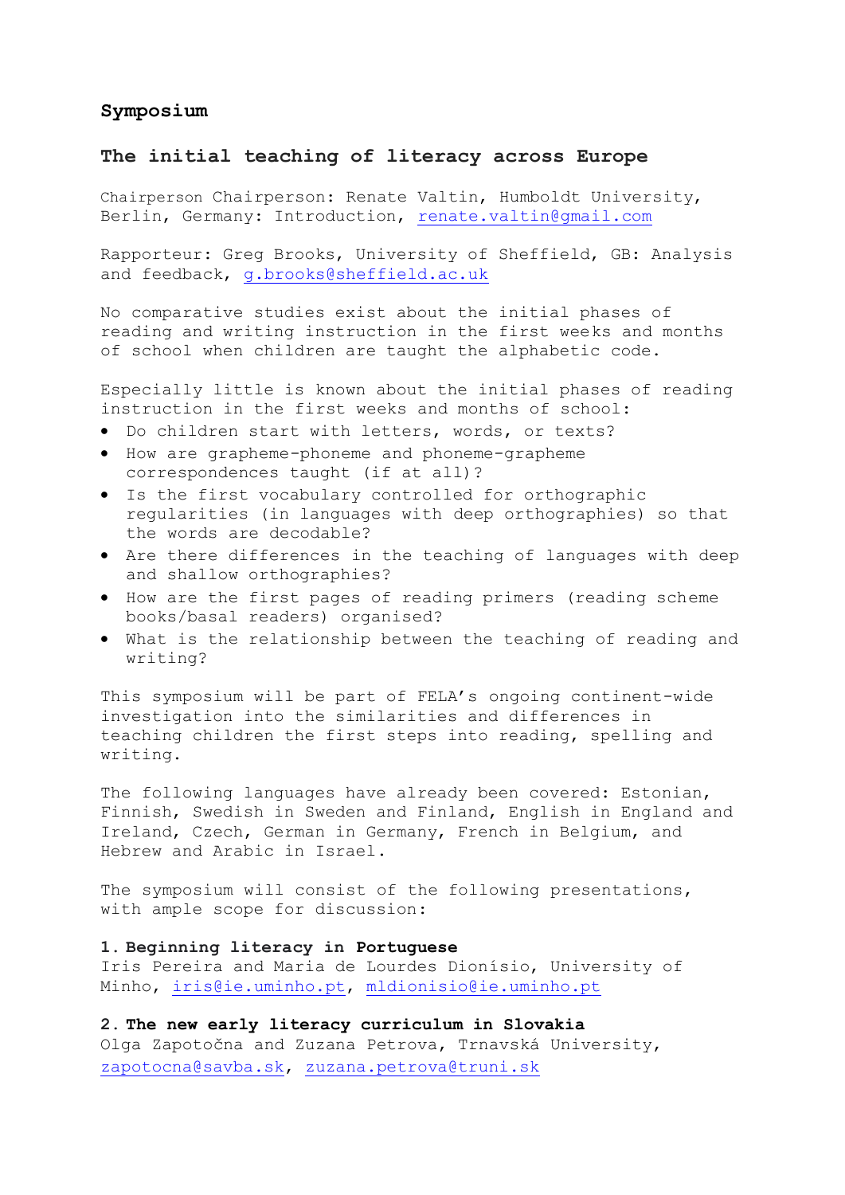**Symposium**

## The initial teaching of literacy across Europe

Chairperson Chairperson: Renate Valtin, Humboldt University, Berlin, Germany: Introduction, renate.valtin@gmail.com

Rapporteur: Greg Brooks, University of Sheffield, GB: Analysis and feedback, g.brooks@sheffield.ac.uk

No comparative studies exist about the initial phases of reading and writing instruction in the first weeks and months of school when children are taught the alphabetic code.

Especially little is known about the initial phases of reading instruction in the first weeks and months of school:

- Do children start with letters, words, or texts?
- How are grapheme-phoneme and phoneme-grapheme correspondences taught (if at all)?
- Is the first vocabulary controlled for orthographic regularities (in languages with deep orthographies) so that the words are decodable?
- Are there differences in the teaching of languages with deep and shallow orthographies?
- How are the first pages of reading primers (reading scheme books/basal readers) organised?
- What is the relationship between the teaching of reading and writing?

This symposium will be part of FELA's ongoing continent-wide investigation into the similarities and differences in teaching children the first steps into reading, spelling and writing.

The following languages have already been covered: Estonian, Finnish, Swedish in Sweden and Finland, English in England and Ireland, Czech, German in Germany, French in Belgium, and Hebrew and Arabic in Israel.

The symposium will consist of the following presentations, with ample scope for discussion:

**1. Beginning literacy in Portuguese**
Iris Pereira and Maria de Lourdes Dionísio, University of Minho, iris@ie.uminho.pt, mldionisio@ie.uminho.pt

**2. The new early literacy curriculum in Slovakia**
Olga Zapotočna and Zuzana Petrova, Trnavská University, zapotocna@savba.sk, zuzana.petrova@truni.sk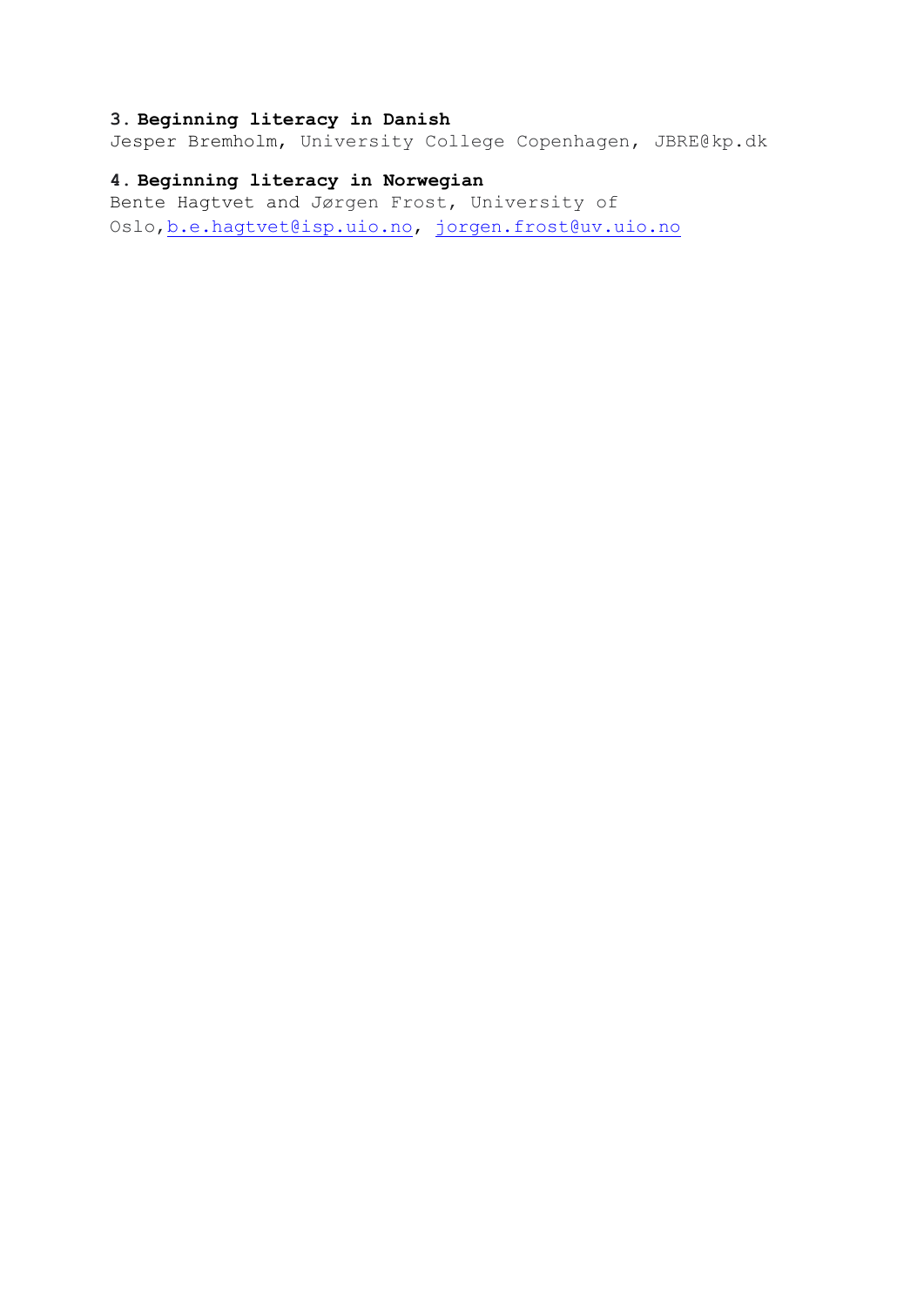### 3. Beginning literacy in Danish

Jesper Bremholm, University College Copenhagen, JBRE@kp.dk

### 4. Beginning literacy in Norwegian

Bente Hagtvet and Jørgen Frost, University of Oslo,b.e.hagtvet@isp.uio.no, jorgen.frost@uv.uio.no